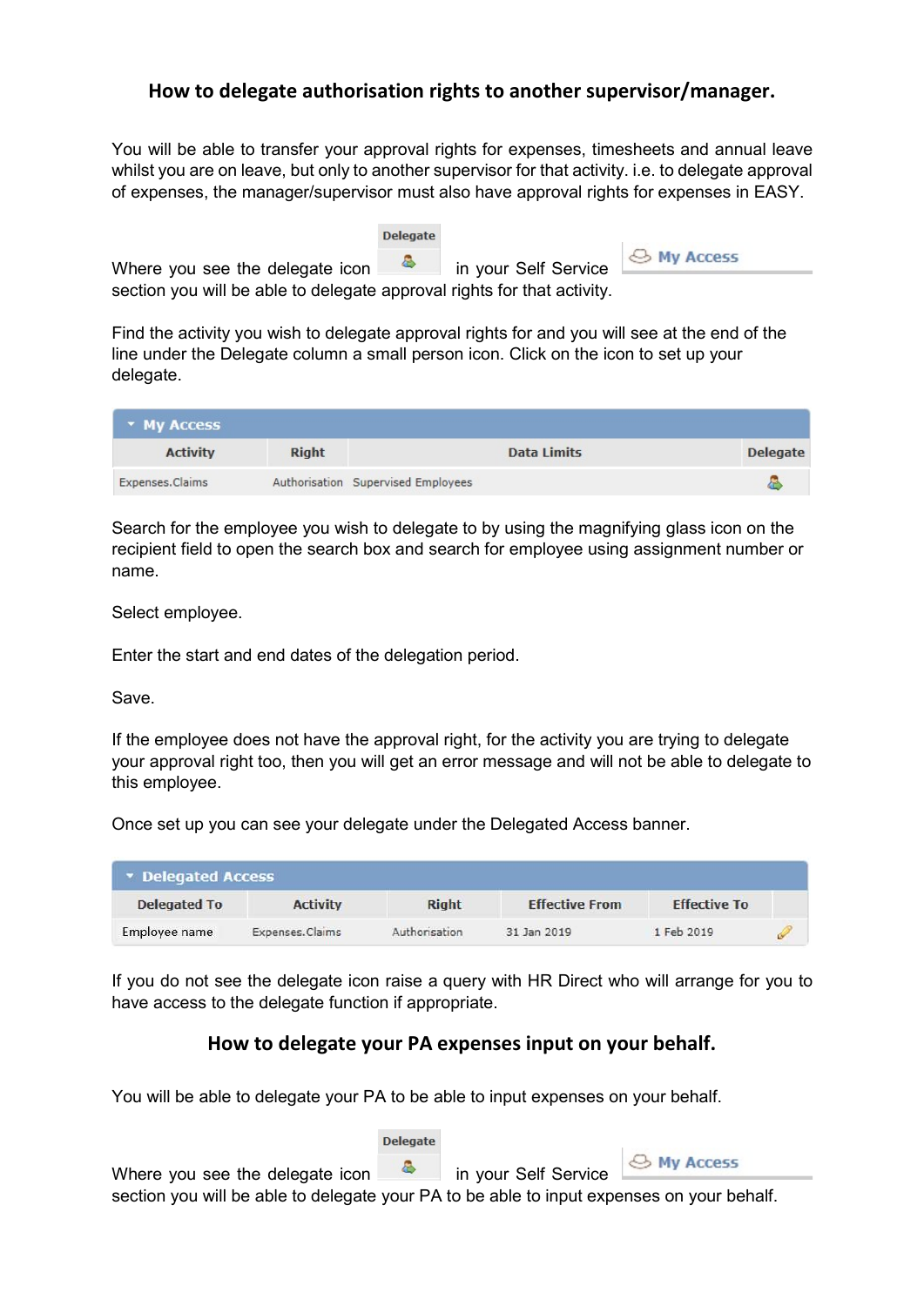## How to delegate authorisation rights to another supervisor/manager.

You will be able to transfer your approval rights for expenses, timesheets and annual leave whilst you are on leave, but only to another supervisor for that activity. i.e. to delegate approval of expenses, the manager/supervisor must also have approval rights for expenses in EASY.

Where you see the delegate icon (Delegate) in your Self Service (My Access) section you will be able to delegate approval rights for that activity.

Find the activity you wish to delegate approval rights for and you will see at the end of the line under the Delegate column a small person icon. Click on the icon to set up your delegate.

**My Access**

| Activity | Right | Data Limits | Delegate |
|---|---|---|---|
| Expenses.Claims | Authorisation | Supervised Employees | |

Search for the employee you wish to delegate to by using the magnifying glass icon on the recipient field to open the search box and search for employee using assignment number or name.

Select employee.

Enter the start and end dates of the delegation period.

Save.

If the employee does not have the approval right, for the activity you are trying to delegate your approval right too, then you will get an error message and will not be able to delegate to this employee.

Once set up you can see your delegate under the Delegated Access banner.

**Delegated Access**

| Delegated To | Activity | Right | Effective From | Effective To | |
|---|---|---|---|---|---|
| Employee name | Expenses.Claims | Authorisation | 31 Jan 2019 | 1 Feb 2019 | |

If you do not see the delegate icon raise a query with HR Direct who will arrange for you to have access to the delegate function if appropriate.

## How to delegate your PA expenses input on your behalf.

You will be able to delegate your PA to be able to input expenses on your behalf.

Where you see the delegate icon (Delegate) in your Self Service (My Access) section you will be able to delegate your PA to be able to input expenses on your behalf.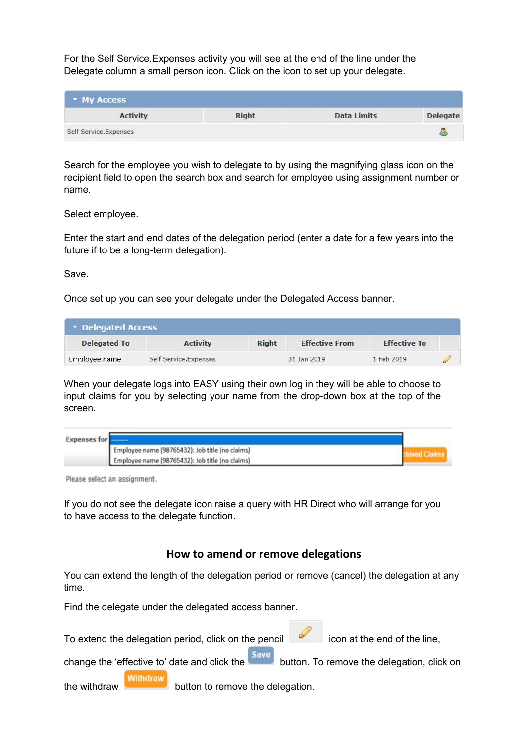For the Self Service.Expenses activity you will see at the end of the line under the Delegate column a small person icon. Click on the icon to set up your delegate.

**My Access**

| Activity | Right | Data Limits | Delegate |
|---|---|---|---|
| Self Service.Expenses | | | |

Search for the employee you wish to delegate to by using the magnifying glass icon on the recipient field to open the search box and search for employee using assignment number or name.

Select employee.

Enter the start and end dates of the delegation period (enter a date for a few years into the future if to be a long-term delegation).

Save.

Once set up you can see your delegate under the Delegated Access banner.

**Delegated Access**

| Delegated To | Activity | Right | Effective From | Effective To | |
|---|---|---|---|---|---|
| Employee name | Self Service.Expenses | | 31 Jan 2019 | 1 Feb 2019 | |

When your delegate logs into EASY using their own log in they will be able to choose to input claims for you by selecting your name from the drop-down box at the top of the screen.

Expenses for --------
Employee name (98765432): Job title (no claims)
Employee name (98765432): Job title (no claims)
chived Claims
Please select an assignment.

If you do not see the delegate icon raise a query with HR Direct who will arrange for you to have access to the delegate function.

## How to amend or remove delegations

You can extend the length of the delegation period or remove (cancel) the delegation at any time.

Find the delegate under the delegated access banner.

To extend the delegation period, click on the pencil icon at the end of the line, change the 'effective to' date and click the **Save** button. To remove the delegation, click on the withdraw **Withdraw** button to remove the delegation.